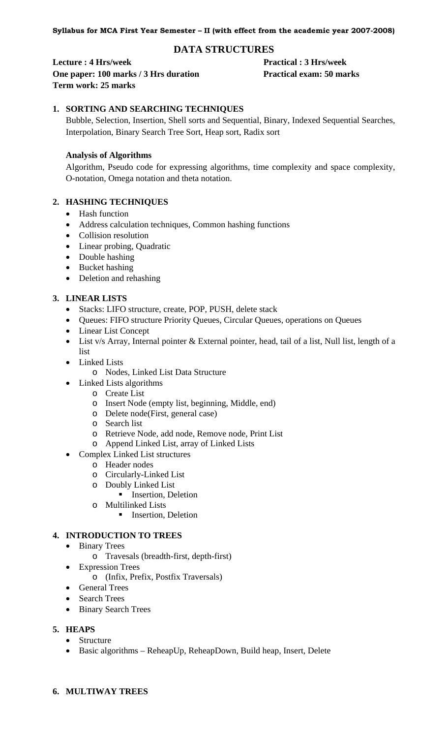**Syllabus for MCA First Year Semester – II (with effect from the academic year 2007-2008)**

# DATA STRUCTURES

**Lecture : 4 Hrs/week** **Practical : 3 Hrs/week**
**One paper: 100 marks / 3 Hrs duration** **Practical exam: 50 marks**
**Term work: 25 marks**

## 1. SORTING AND SEARCHING TECHNIQUES

Bubble, Selection, Insertion, Shell sorts and Sequential, Binary, Indexed Sequential Searches, Interpolation, Binary Search Tree Sort, Heap sort, Radix sort

### Analysis of Algorithms

Algorithm, Pseudo code for expressing algorithms, time complexity and space complexity, O-notation, Omega notation and theta notation.

## 2. HASHING TECHNIQUES

- Hash function
- Address calculation techniques, Common hashing functions
- Collision resolution
- Linear probing, Quadratic
- Double hashing
- Bucket hashing
- Deletion and rehashing

## 3. LINEAR LISTS

- Stacks: LIFO structure, create, POP, PUSH, delete stack
- Queues: FIFO structure Priority Queues, Circular Queues, operations on Queues
- Linear List Concept
- List v/s Array, Internal pointer & External pointer, head, tail of a list, Null list, length of a list
- Linked Lists
    - Nodes, Linked List Data Structure
- Linked Lists algorithms
    - Create List
    - Insert Node (empty list, beginning, Middle, end)
    - Delete node(First, general case)
    - Search list
    - Retrieve Node, add node, Remove node, Print List
    - Append Linked List, array of Linked Lists
- Complex Linked List structures
    - Header nodes
    - Circularly-Linked List
    - Doubly Linked List
        - Insertion, Deletion
    - Multilinked Lists
        - Insertion, Deletion

## 4. INTRODUCTION TO TREES

- Binary Trees
    - Travesals (breadth-first, depth-first)
- Expression Trees
    - (Infix, Prefix, Postfix Traversals)
- General Trees
- Search Trees
- Binary Search Trees

## 5. HEAPS

- Structure
- Basic algorithms – ReheapUp, ReheapDown, Build heap, Insert, Delete

## 6. MULTIWAY TREES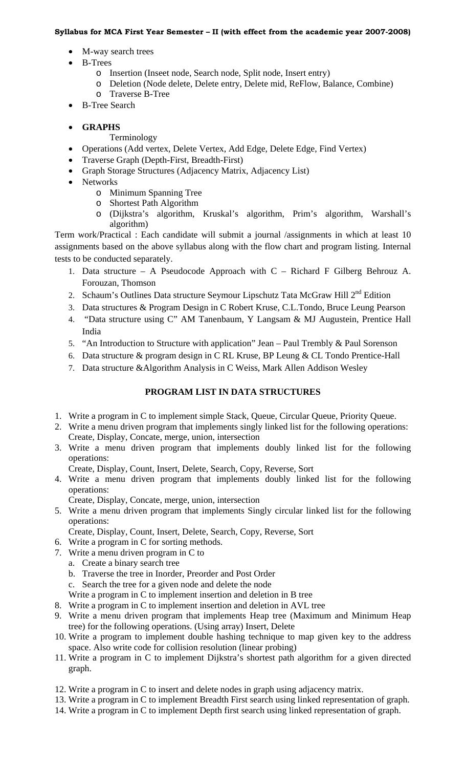- M-way search trees
- B-Trees
  - Insertion (Inseet node, Search node, Split node, Insert entry)
  - Deletion (Node delete, Delete entry, Delete mid, ReFlow, Balance, Combine)
  - Traverse B-Tree
- B-Tree Search

- **GRAPHS**

  Terminology
- Operations (Add vertex, Delete Vertex, Add Edge, Delete Edge, Find Vertex)
- Traverse Graph (Depth-First, Breadth-First)
- Graph Storage Structures (Adjacency Matrix, Adjacency List)
- Networks
  - Minimum Spanning Tree
  - Shortest Path Algorithm
  - (Dijkstra's algorithm, Kruskal's algorithm, Prim's algorithm, Warshall's algorithm)

Term work/Practical : Each candidate will submit a journal /assignments in which at least 10 assignments based on the above syllabus along with the flow chart and program listing. Internal tests to be conducted separately.

1. Data structure – A Pseudocode Approach with C – Richard F Gilberg Behrouz A. Forouzan, Thomson
2. Schaum's Outlines Data structure Seymour Lipschutz Tata McGraw Hill 2nd Edition
3. Data structures & Program Design in C Robert Kruse, C.L.Tondo, Bruce Leung Pearson
4. "Data structure using C" AM Tanenbaum, Y Langsam & MJ Augustein, Prentice Hall India
5. "An Introduction to Structure with application" Jean – Paul Trembly & Paul Sorenson
6. Data structure & program design in C RL Kruse, BP Leung & CL Tondo Prentice-Hall
7. Data structure &Algorithm Analysis in C Weiss, Mark Allen Addison Wesley

## PROGRAM LIST IN DATA STRUCTURES

1. Write a program in C to implement simple Stack, Queue, Circular Queue, Priority Queue.
2. Write a menu driven program that implements singly linked list for the following operations: Create, Display, Concate, merge, union, intersection
3. Write a menu driven program that implements doubly linked list for the following operations:

   Create, Display, Count, Insert, Delete, Search, Copy, Reverse, Sort
4. Write a menu driven program that implements doubly linked list for the following operations:

   Create, Display, Concate, merge, union, intersection
5. Write a menu driven program that implements Singly circular linked list for the following operations:

   Create, Display, Count, Insert, Delete, Search, Copy, Reverse, Sort
6. Write a program in C for sorting methods.
7. Write a menu driven program in C to
   a. Create a binary search tree
   b. Traverse the tree in Inorder, Preorder and Post Order
   c. Search the tree for a given node and delete the node

   Write a program in C to implement insertion and deletion in B tree
8. Write a program in C to implement insertion and deletion in AVL tree
9. Write a menu driven program that implements Heap tree (Maximum and Minimum Heap tree) for the following operations. (Using array) Insert, Delete
10. Write a program to implement double hashing technique to map given key to the address space. Also write code for collision resolution (linear probing)
11. Write a program in C to implement Dijkstra's shortest path algorithm for a given directed graph.
12. Write a program in C to insert and delete nodes in graph using adjacency matrix.
13. Write a program in C to implement Breadth First search using linked representation of graph.
14. Write a program in C to implement Depth first search using linked representation of graph.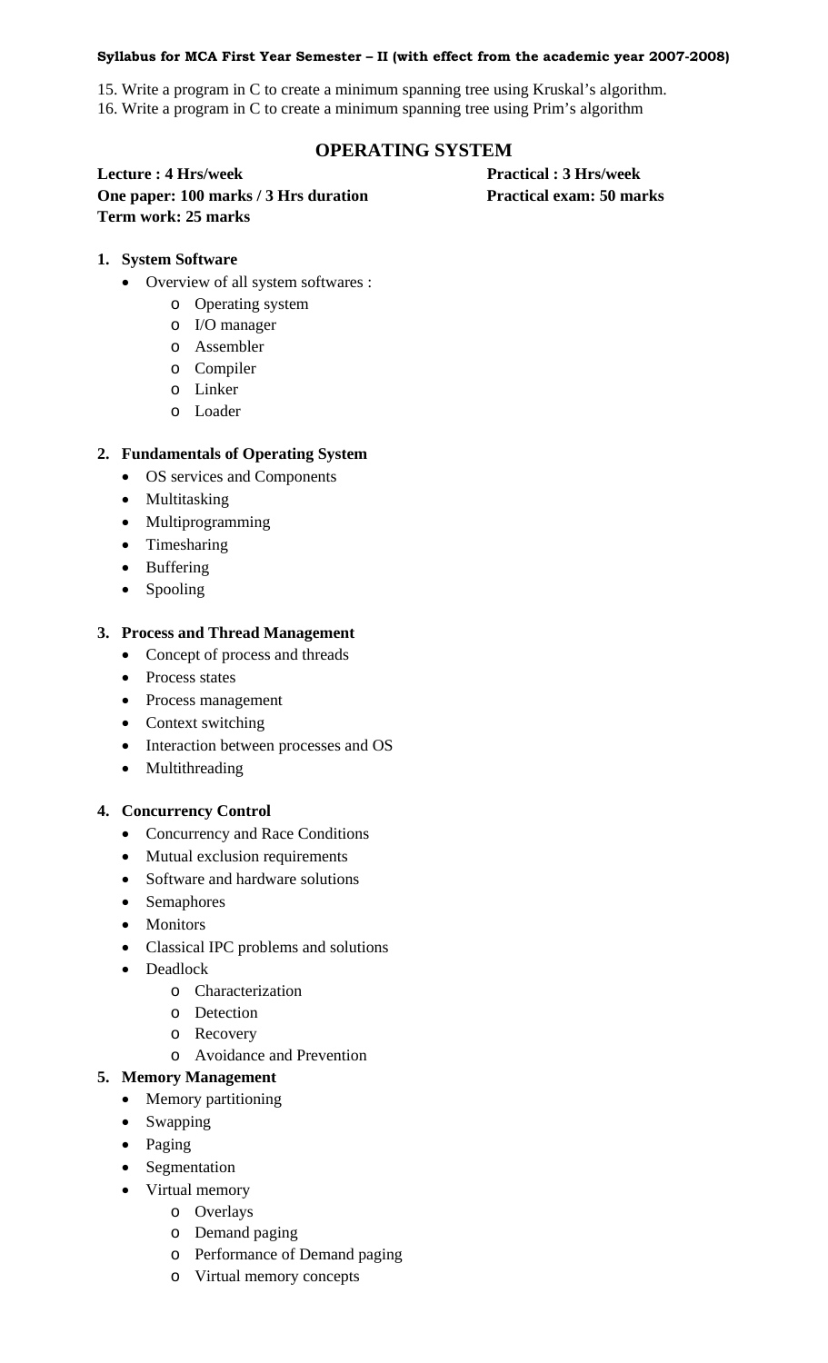15. Write a program in C to create a minimum spanning tree using Kruskal's algorithm.
16. Write a program in C to create a minimum spanning tree using Prim's algorithm

## OPERATING SYSTEM

**Lecture : 4 Hrs/week** **Practical : 3 Hrs/week**
**One paper: 100 marks / 3 Hrs duration** **Practical exam: 50 marks**
**Term work: 25 marks**

1. **System Software**
   - Overview of all system softwares :
     - Operating system
     - I/O manager
     - Assembler
     - Compiler
     - Linker
     - Loader

2. **Fundamentals of Operating System**
   - OS services and Components
   - Multitasking
   - Multiprogramming
   - Timesharing
   - Buffering
   - Spooling

3. **Process and Thread Management**
   - Concept of process and threads
   - Process states
   - Process management
   - Context switching
   - Interaction between processes and OS
   - Multithreading

4. **Concurrency Control**
   - Concurrency and Race Conditions
   - Mutual exclusion requirements
   - Software and hardware solutions
   - Semaphores
   - Monitors
   - Classical IPC problems and solutions
   - Deadlock
     - Characterization
     - Detection
     - Recovery
     - Avoidance and Prevention

5. **Memory Management**
   - Memory partitioning
   - Swapping
   - Paging
   - Segmentation
   - Virtual memory
     - Overlays
     - Demand paging
     - Performance of Demand paging
     - Virtual memory concepts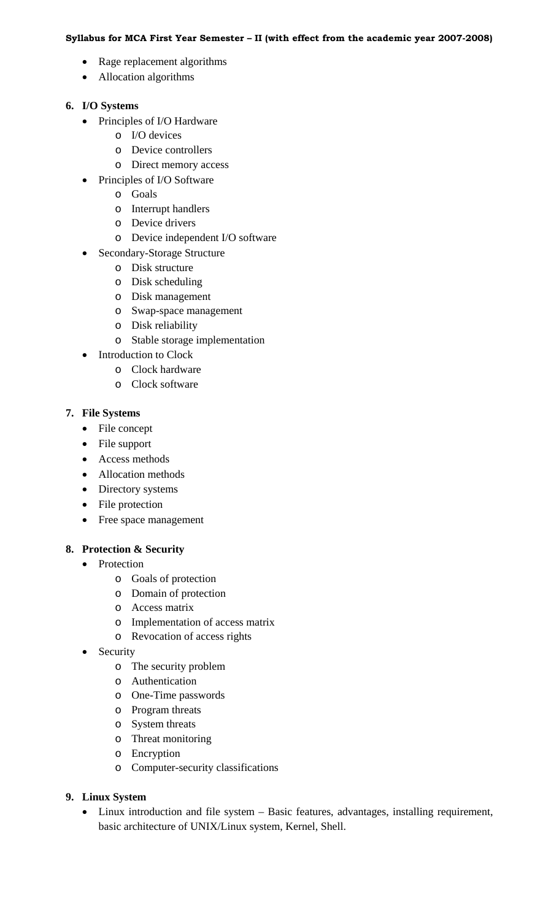- Rage replacement algorithms
- Allocation algorithms

**6. I/O Systems**

- Principles of I/O Hardware
  - I/O devices
  - Device controllers
  - Direct memory access
- Principles of I/O Software
  - Goals
  - Interrupt handlers
  - Device drivers
  - Device independent I/O software
- Secondary-Storage Structure
  - Disk structure
  - Disk scheduling
  - Disk management
  - Swap-space management
  - Disk reliability
  - Stable storage implementation
- Introduction to Clock
  - Clock hardware
  - Clock software

**7. File Systems**

- File concept
- File support
- Access methods
- Allocation methods
- Directory systems
- File protection
- Free space management

**8. Protection & Security**

- Protection
  - Goals of protection
  - Domain of protection
  - Access matrix
  - Implementation of access matrix
  - Revocation of access rights
- Security
  - The security problem
  - Authentication
  - One-Time passwords
  - Program threats
  - System threats
  - Threat monitoring
  - Encryption
  - Computer-security classifications

**9. Linux System**

- Linux introduction and file system – Basic features, advantages, installing requirement, basic architecture of UNIX/Linux system, Kernel, Shell.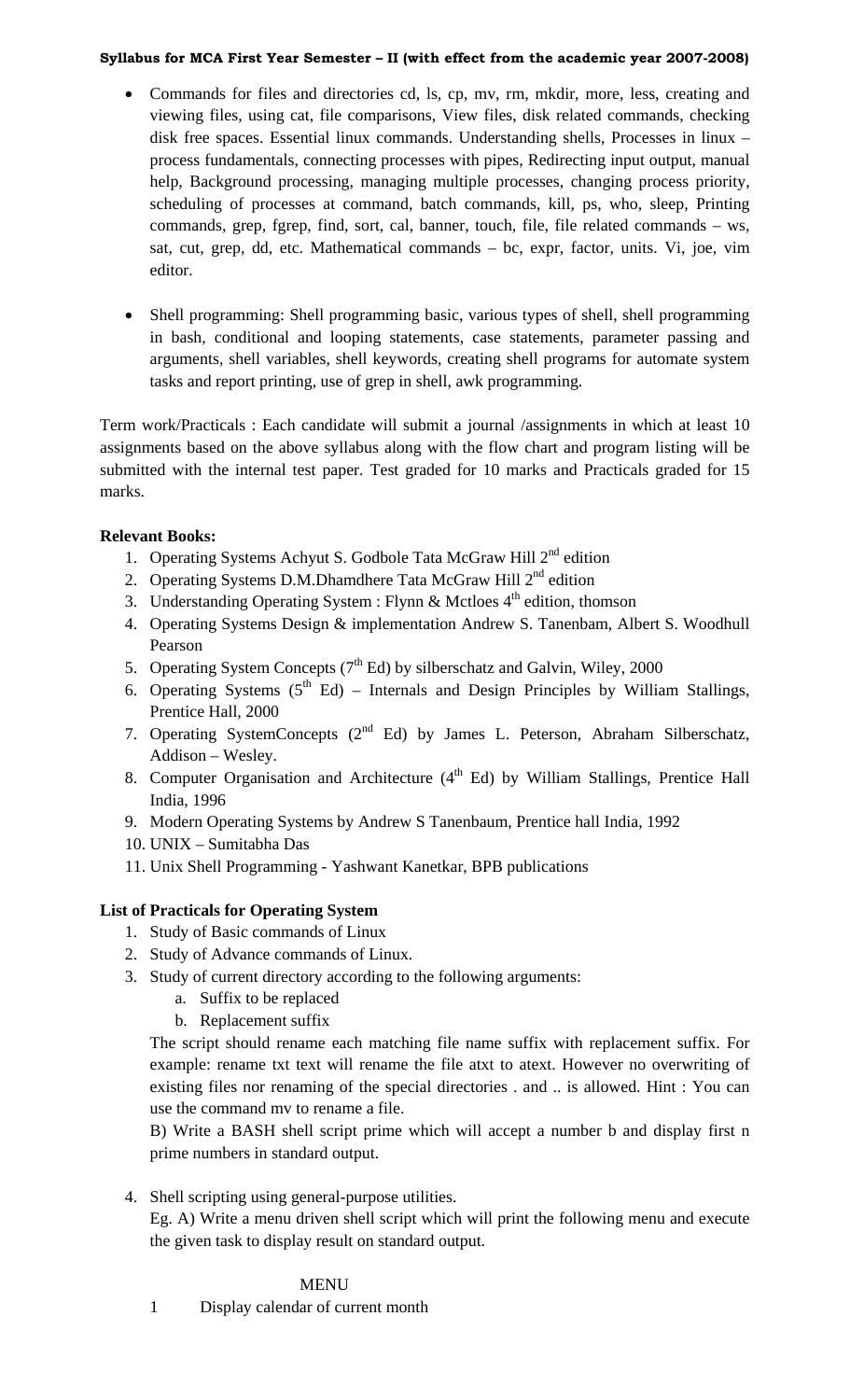- Commands for files and directories cd, ls, cp, mv, rm, mkdir, more, less, creating and viewing files, using cat, file comparisons, View files, disk related commands, checking disk free spaces. Essential linux commands. Understanding shells, Processes in linux – process fundamentals, connecting processes with pipes, Redirecting input output, manual help, Background processing, managing multiple processes, changing process priority, scheduling of processes at command, batch commands, kill, ps, who, sleep, Printing commands, grep, fgrep, find, sort, cal, banner, touch, file, file related commands – ws, sat, cut, grep, dd, etc. Mathematical commands – bc, expr, factor, units. Vi, joe, vim editor.

- Shell programming: Shell programming basic, various types of shell, shell programming in bash, conditional and looping statements, case statements, parameter passing and arguments, shell variables, shell keywords, creating shell programs for automate system tasks and report printing, use of grep in shell, awk programming.

Term work/Practicals : Each candidate will submit a journal /assignments in which at least 10 assignments based on the above syllabus along with the flow chart and program listing will be submitted with the internal test paper. Test graded for 10 marks and Practicals graded for 15 marks.

**Relevant Books:**

1. Operating Systems Achyut S. Godbole Tata McGraw Hill 2nd edition
2. Operating Systems D.M.Dhamdhere Tata McGraw Hill 2nd edition
3. Understanding Operating System : Flynn & Mctloes 4th edition, thomson
4. Operating Systems Design & implementation Andrew S. Tanenbam, Albert S. Woodhull Pearson
5. Operating System Concepts (7th Ed) by silberschatz and Galvin, Wiley, 2000
6. Operating Systems (5th Ed) – Internals and Design Principles by William Stallings, Prentice Hall, 2000
7. Operating SystemConcepts (2nd Ed) by James L. Peterson, Abraham Silberschatz, Addison – Wesley.
8. Computer Organisation and Architecture (4th Ed) by William Stallings, Prentice Hall India, 1996
9. Modern Operating Systems by Andrew S Tanenbaum, Prentice hall India, 1992
10. UNIX – Sumitabha Das
11. Unix Shell Programming - Yashwant Kanetkar, BPB publications

**List of Practicals for Operating System**

1. Study of Basic commands of Linux
2. Study of Advance commands of Linux.
3. Study of current directory according to the following arguments:
   a. Suffix to be replaced
   b. Replacement suffix

   The script should rename each matching file name suffix with replacement suffix. For example: rename txt text will rename the file atxt to atext. However no overwriting of existing files nor renaming of the special directories . and .. is allowed. Hint : You can use the command mv to rename a file.

   B) Write a BASH shell script prime which will accept a number b and display first n prime numbers in standard output.

4. Shell scripting using general-purpose utilities.

   Eg. A) Write a menu driven shell script which will print the following menu and execute the given task to display result on standard output.

   MENU

   1 Display calendar of current month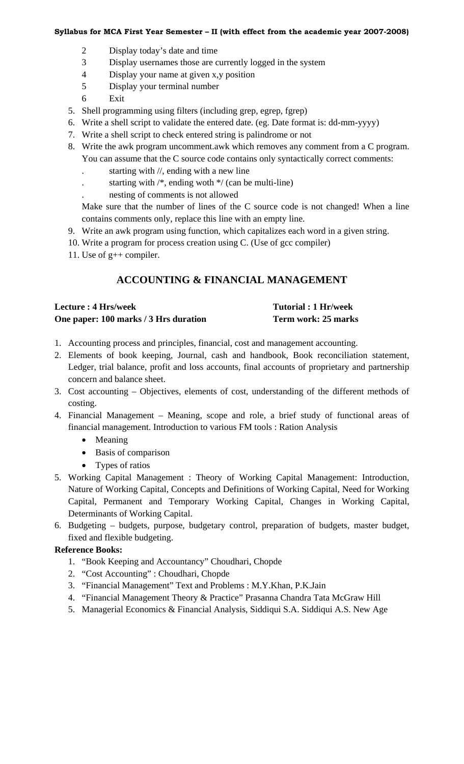2 Display today's date and time
3 Display usernames those are currently logged in the system
4 Display your name at given x,y position
5 Display your terminal number
6 Exit

5. Shell programming using filters (including grep, egrep, fgrep)
6. Write a shell script to validate the entered date. (eg. Date format is: dd-mm-yyyy)
7. Write a shell script to check entered string is palindrome or not
8. Write the awk program uncomment.awk which removes any comment from a C program. You can assume that the C source code contains only syntactically correct comments:
   . starting with //, ending with a new line
   . starting with /*, ending woth */ (can be multi-line)
   . nesting of comments is not allowed

   Make sure that the number of lines of the C source code is not changed! When a line contains comments only, replace this line with an empty line.
9. Write an awk program using function, which capitalizes each word in a given string.
10. Write a program for process creation using C. (Use of gcc compiler)
11. Use of g++ compiler.

## ACCOUNTING & FINANCIAL MANAGEMENT

**Lecture : 4 Hrs/week** **Tutorial : 1 Hr/week**
**One paper: 100 marks / 3 Hrs duration** **Term work: 25 marks**

1. Accounting process and principles, financial, cost and management accounting.
2. Elements of book keeping, Journal, cash and handbook, Book reconciliation statement, Ledger, trial balance, profit and loss accounts, final accounts of proprietary and partnership concern and balance sheet.
3. Cost accounting – Objectives, elements of cost, understanding of the different methods of costing.
4. Financial Management – Meaning, scope and role, a brief study of functional areas of financial management. Introduction to various FM tools : Ration Analysis
   - Meaning
   - Basis of comparison
   - Types of ratios
5. Working Capital Management : Theory of Working Capital Management: Introduction, Nature of Working Capital, Concepts and Definitions of Working Capital, Need for Working Capital, Permanent and Temporary Working Capital, Changes in Working Capital, Determinants of Working Capital.
6. Budgeting – budgets, purpose, budgetary control, preparation of budgets, master budget, fixed and flexible budgeting.

**Reference Books:**

1. "Book Keeping and Accountancy" Choudhari, Chopde
2. "Cost Accounting" : Choudhari, Chopde
3. "Financial Management" Text and Problems : M.Y.Khan, P.K.Jain
4. "Financial Management Theory & Practice" Prasanna Chandra Tata McGraw Hill
5. Managerial Economics & Financial Analysis, Siddiqui S.A. Siddiqui A.S. New Age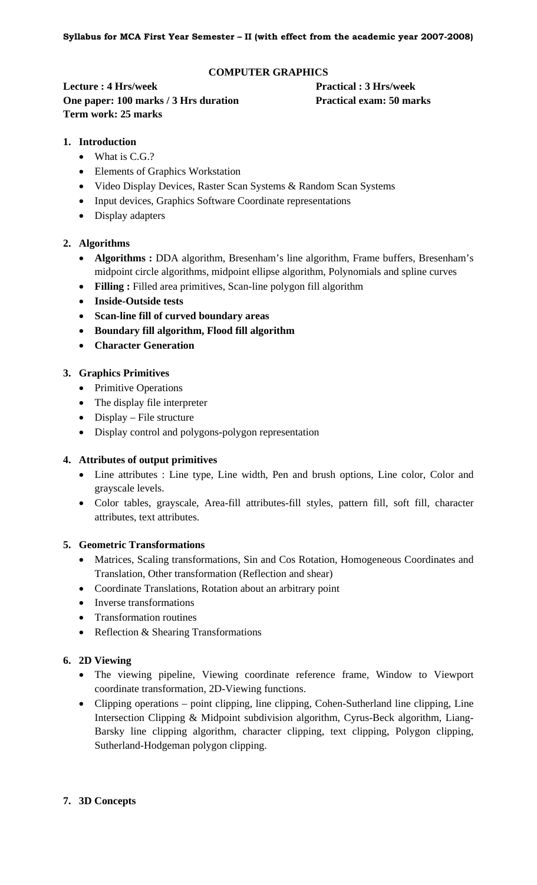## COMPUTER GRAPHICS

**Lecture : 4 Hrs/week** **Practical : 3 Hrs/week**
**One paper: 100 marks / 3 Hrs duration** **Practical exam: 50 marks**
**Term work: 25 marks**

1. **Introduction**
   - What is C.G.?
   - Elements of Graphics Workstation
   - Video Display Devices, Raster Scan Systems & Random Scan Systems
   - Input devices, Graphics Software Coordinate representations
   - Display adapters

2. **Algorithms**
   - **Algorithms :** DDA algorithm, Bresenham's line algorithm, Frame buffers, Bresenham's midpoint circle algorithms, midpoint ellipse algorithm, Polynomials and spline curves
   - **Filling :** Filled area primitives, Scan-line polygon fill algorithm
   - **Inside-Outside tests**
   - **Scan-line fill of curved boundary areas**
   - **Boundary fill algorithm, Flood fill algorithm**
   - **Character Generation**

3. **Graphics Primitives**
   - Primitive Operations
   - The display file interpreter
   - Display – File structure
   - Display control and polygons-polygon representation

4. **Attributes of output primitives**
   - Line attributes : Line type, Line width, Pen and brush options, Line color, Color and grayscale levels.
   - Color tables, grayscale, Area-fill attributes-fill styles, pattern fill, soft fill, character attributes, text attributes.

5. **Geometric Transformations**
   - Matrices, Scaling transformations, Sin and Cos Rotation, Homogeneous Coordinates and Translation, Other transformation (Reflection and shear)
   - Coordinate Translations, Rotation about an arbitrary point
   - Inverse transformations
   - Transformation routines
   - Reflection & Shearing Transformations

6. **2D Viewing**
   - The viewing pipeline, Viewing coordinate reference frame, Window to Viewport coordinate transformation, 2D-Viewing functions.
   - Clipping operations – point clipping, line clipping, Cohen-Sutherland line clipping, Line Intersection Clipping & Midpoint subdivision algorithm, Cyrus-Beck algorithm, Liang-Barsky line clipping algorithm, character clipping, text clipping, Polygon clipping, Sutherland-Hodgeman polygon clipping.

7. **3D Concepts**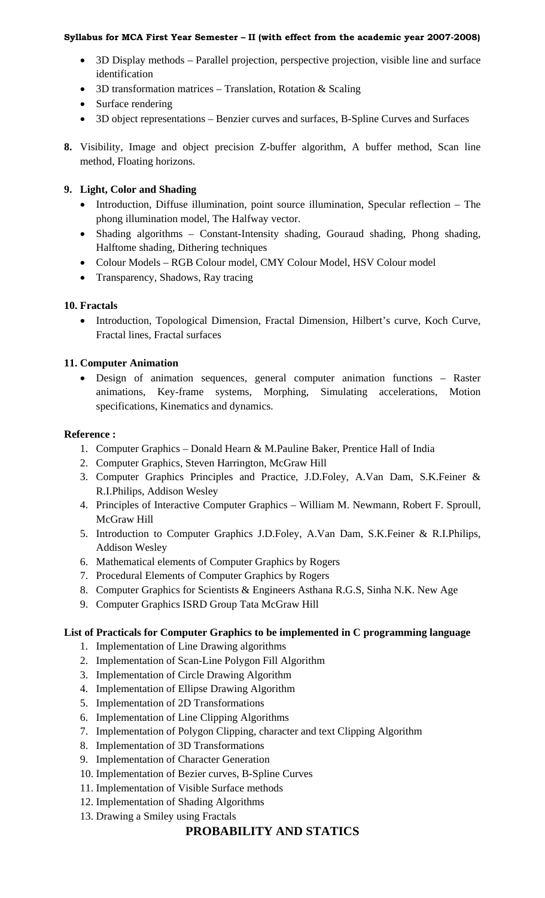- 3D Display methods – Parallel projection, perspective projection, visible line and surface identification
- 3D transformation matrices – Translation, Rotation & Scaling
- Surface rendering
- 3D object representations – Benzier curves and surfaces, B-Spline Curves and Surfaces

**8.** Visibility, Image and object precision Z-buffer algorithm, A buffer method, Scan line method, Floating horizons.

**9. Light, Color and Shading**

- Introduction, Diffuse illumination, point source illumination, Specular reflection – The phong illumination model, The Halfway vector.
- Shading algorithms – Constant-Intensity shading, Gouraud shading, Phong shading, Halftome shading, Dithering techniques
- Colour Models – RGB Colour model, CMY Colour Model, HSV Colour model
- Transparency, Shadows, Ray tracing

**10. Fractals**

- Introduction, Topological Dimension, Fractal Dimension, Hilbert's curve, Koch Curve, Fractal lines, Fractal surfaces

**11. Computer Animation**

- Design of animation sequences, general computer animation functions – Raster animations, Key-frame systems, Morphing, Simulating accelerations, Motion specifications, Kinematics and dynamics.

**Reference :**

1. Computer Graphics – Donald Hearn & M.Pauline Baker, Prentice Hall of India
2. Computer Graphics, Steven Harrington, McGraw Hill
3. Computer Graphics Principles and Practice, J.D.Foley, A.Van Dam, S.K.Feiner & R.I.Philips, Addison Wesley
4. Principles of Interactive Computer Graphics – William M. Newmann, Robert F. Sproull, McGraw Hill
5. Introduction to Computer Graphics J.D.Foley, A.Van Dam, S.K.Feiner & R.I.Philips, Addison Wesley
6. Mathematical elements of Computer Graphics by Rogers
7. Procedural Elements of Computer Graphics by Rogers
8. Computer Graphics for Scientists & Engineers Asthana R.G.S, Sinha N.K. New Age
9. Computer Graphics ISRD Group Tata McGraw Hill

**List of Practicals for Computer Graphics to be implemented in C programming language**

1. Implementation of Line Drawing algorithms
2. Implementation of Scan-Line Polygon Fill Algorithm
3. Implementation of Circle Drawing Algorithm
4. Implementation of Ellipse Drawing Algorithm
5. Implementation of 2D Transformations
6. Implementation of Line Clipping Algorithms
7. Implementation of Polygon Clipping, character and text Clipping Algorithm
8. Implementation of 3D Transformations
9. Implementation of Character Generation
10. Implementation of Bezier curves, B-Spline Curves
11. Implementation of Visible Surface methods
12. Implementation of Shading Algorithms
13. Drawing a Smiley using Fractals

## PROBABILITY AND STATICS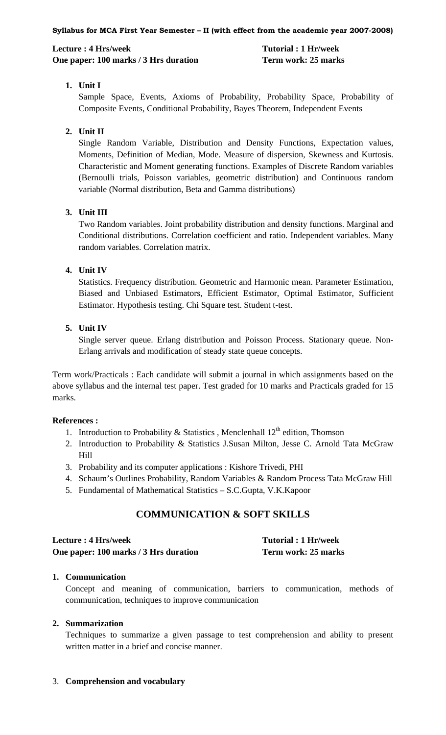**Syllabus for MCA First Year Semester – II (with effect from the academic year 2007-2008)**

**Lecture : 4 Hrs/week** — **Tutorial : 1 Hr/week**
**One paper: 100 marks / 3 Hrs duration** — **Term work: 25 marks**

1. **Unit I**
   Sample Space, Events, Axioms of Probability, Probability Space, Probability of Composite Events, Conditional Probability, Bayes Theorem, Independent Events

2. **Unit II**
   Single Random Variable, Distribution and Density Functions, Expectation values, Moments, Definition of Median, Mode. Measure of dispersion, Skewness and Kurtosis. Characteristic and Moment generating functions. Examples of Discrete Random variables (Bernoulli trials, Poisson variables, geometric distribution) and Continuous random variable (Normal distribution, Beta and Gamma distributions)

3. **Unit III**
   Two Random variables. Joint probability distribution and density functions. Marginal and Conditional distributions. Correlation coefficient and ratio. Independent variables. Many random variables. Correlation matrix.

4. **Unit IV**
   Statistics. Frequency distribution. Geometric and Harmonic mean. Parameter Estimation, Biased and Unbiased Estimators, Efficient Estimator, Optimal Estimator, Sufficient Estimator. Hypothesis testing. Chi Square test. Student t-test.

5. **Unit IV**
   Single server queue. Erlang distribution and Poisson Process. Stationary queue. Non-Erlang arrivals and modification of steady state queue concepts.

Term work/Practicals : Each candidate will submit a journal in which assignments based on the above syllabus and the internal test paper. Test graded for 10 marks and Practicals graded for 15 marks.

**References :**

1. Introduction to Probability & Statistics , Menclenhall 12th edition, Thomson
2. Introduction to Probability & Statistics J.Susan Milton, Jesse C. Arnold Tata McGraw Hill
3. Probability and its computer applications : Kishore Trivedi, PHI
4. Schaum's Outlines Probability, Random Variables & Random Process Tata McGraw Hill
5. Fundamental of Mathematical Statistics – S.C.Gupta, V.K.Kapoor

## COMMUNICATION & SOFT SKILLS

**Lecture : 4 Hrs/week** — **Tutorial : 1 Hr/week**
**One paper: 100 marks / 3 Hrs duration** — **Term work: 25 marks**

1. **Communication**
   Concept and meaning of communication, barriers to communication, methods of communication, techniques to improve communication

2. **Summarization**
   Techniques to summarize a given passage to test comprehension and ability to present written matter in a brief and concise manner.

3. **Comprehension and vocabulary**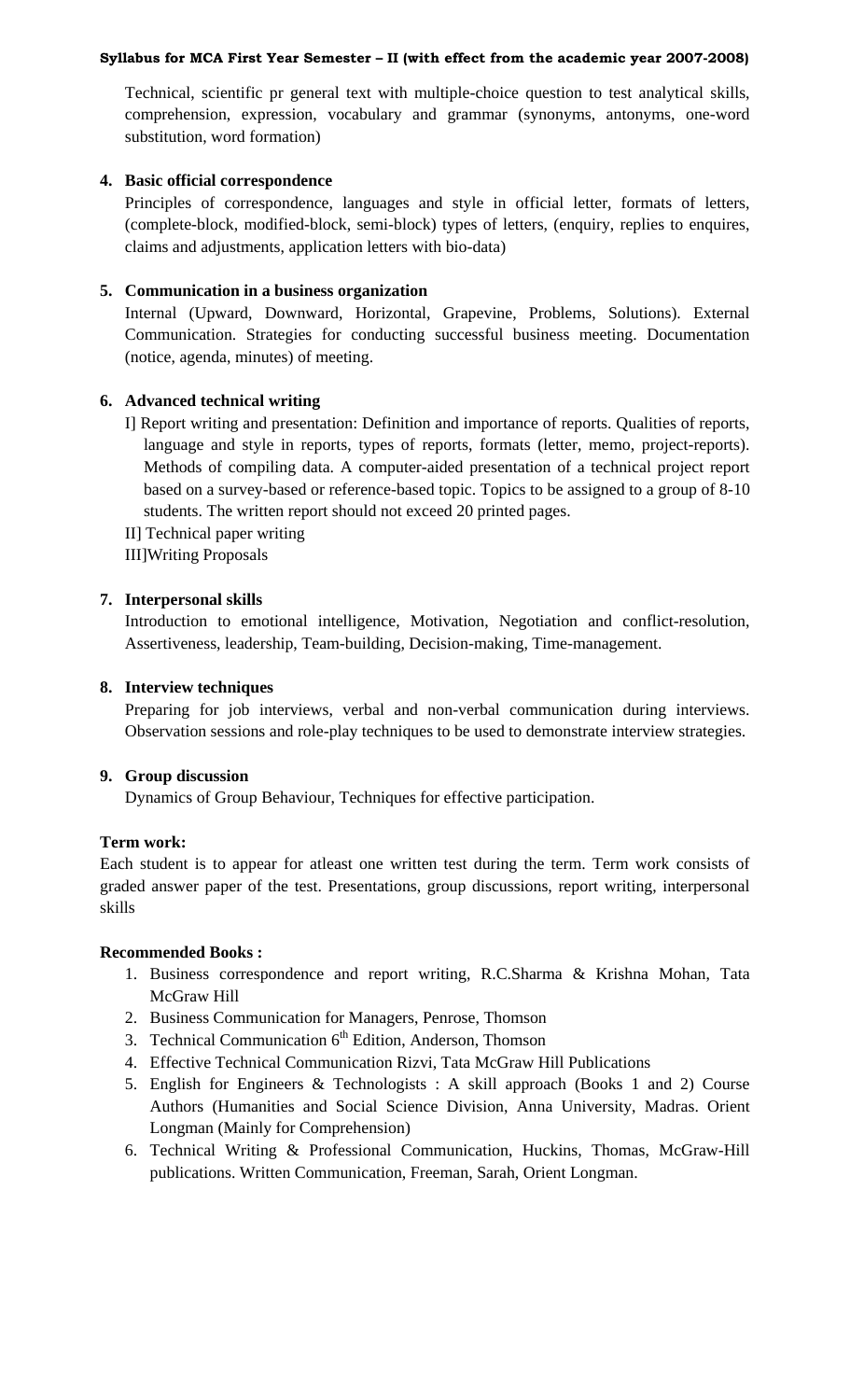Technical, scientific pr general text with multiple-choice question to test analytical skills, comprehension, expression, vocabulary and grammar (synonyms, antonyms, one-word substitution, word formation)

**4. Basic official correspondence**

Principles of correspondence, languages and style in official letter, formats of letters, (complete-block, modified-block, semi-block) types of letters, (enquiry, replies to enquires, claims and adjustments, application letters with bio-data)

**5. Communication in a business organization**

Internal (Upward, Downward, Horizontal, Grapevine, Problems, Solutions). External Communication. Strategies for conducting successful business meeting. Documentation (notice, agenda, minutes) of meeting.

**6. Advanced technical writing**

I] Report writing and presentation: Definition and importance of reports. Qualities of reports, language and style in reports, types of reports, formats (letter, memo, project-reports). Methods of compiling data. A computer-aided presentation of a technical project report based on a survey-based or reference-based topic. Topics to be assigned to a group of 8-10 students. The written report should not exceed 20 printed pages.

II] Technical paper writing

III]Writing Proposals

**7. Interpersonal skills**

Introduction to emotional intelligence, Motivation, Negotiation and conflict-resolution, Assertiveness, leadership, Team-building, Decision-making, Time-management.

**8. Interview techniques**

Preparing for job interviews, verbal and non-verbal communication during interviews. Observation sessions and role-play techniques to be used to demonstrate interview strategies.

**9. Group discussion**

Dynamics of Group Behaviour, Techniques for effective participation.

**Term work:**

Each student is to appear for atleast one written test during the term. Term work consists of graded answer paper of the test. Presentations, group discussions, report writing, interpersonal skills

**Recommended Books :**

1. Business correspondence and report writing, R.C.Sharma & Krishna Mohan, Tata McGraw Hill
2. Business Communication for Managers, Penrose, Thomson
3. Technical Communication 6th Edition, Anderson, Thomson
4. Effective Technical Communication Rizvi, Tata McGraw Hill Publications
5. English for Engineers & Technologists : A skill approach (Books 1 and 2) Course Authors (Humanities and Social Science Division, Anna University, Madras. Orient Longman (Mainly for Comprehension)
6. Technical Writing & Professional Communication, Huckins, Thomas, McGraw-Hill publications. Written Communication, Freeman, Sarah, Orient Longman.